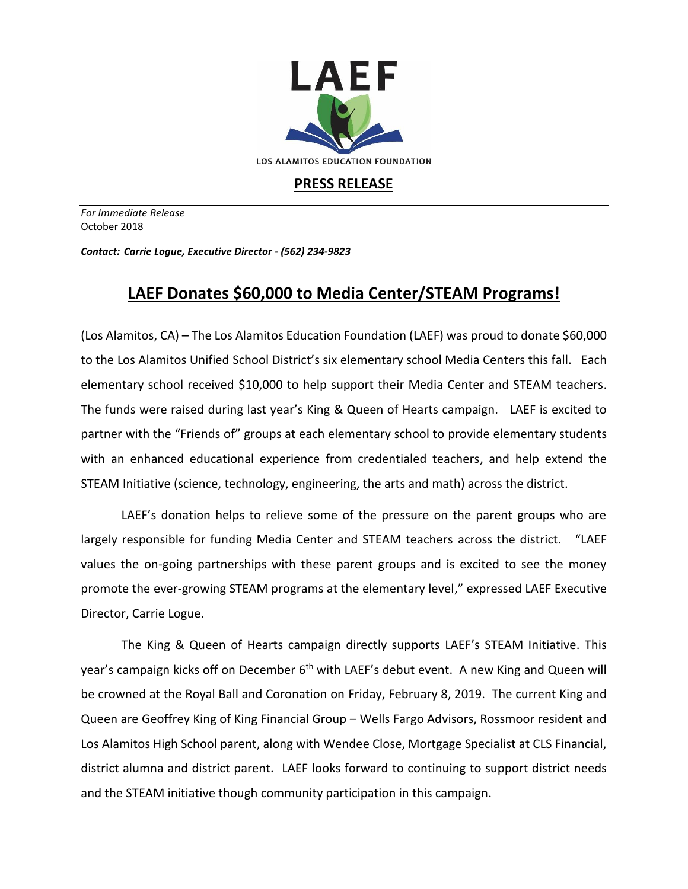LAEF

LOS ALAMITOS EDUCATION FOUNDATION

**PRESS RELEASE**

*For Immediate Release*
October 2018

***Contact: Carrie Logue, Executive Director - (562) 234-9823***

# LAEF Donates $60,000 to Media Center/STEAM Programs!

(Los Alamitos, CA) – The Los Alamitos Education Foundation (LAEF) was proud to donate $60,000 to the Los Alamitos Unified School District's six elementary school Media Centers this fall. Each elementary school received $10,000 to help support their Media Center and STEAM teachers. The funds were raised during last year's King & Queen of Hearts campaign. LAEF is excited to partner with the "Friends of" groups at each elementary school to provide elementary students with an enhanced educational experience from credentialed teachers, and help extend the STEAM Initiative (science, technology, engineering, the arts and math) across the district.

LAEF's donation helps to relieve some of the pressure on the parent groups who are largely responsible for funding Media Center and STEAM teachers across the district. "LAEF values the on-going partnerships with these parent groups and is excited to see the money promote the ever-growing STEAM programs at the elementary level," expressed LAEF Executive Director, Carrie Logue.

The King & Queen of Hearts campaign directly supports LAEF's STEAM Initiative. This year's campaign kicks off on December 6th with LAEF's debut event. A new King and Queen will be crowned at the Royal Ball and Coronation on Friday, February 8, 2019. The current King and Queen are Geoffrey King of King Financial Group – Wells Fargo Advisors, Rossmoor resident and Los Alamitos High School parent, along with Wendee Close, Mortgage Specialist at CLS Financial, district alumna and district parent. LAEF looks forward to continuing to support district needs and the STEAM initiative though community participation in this campaign.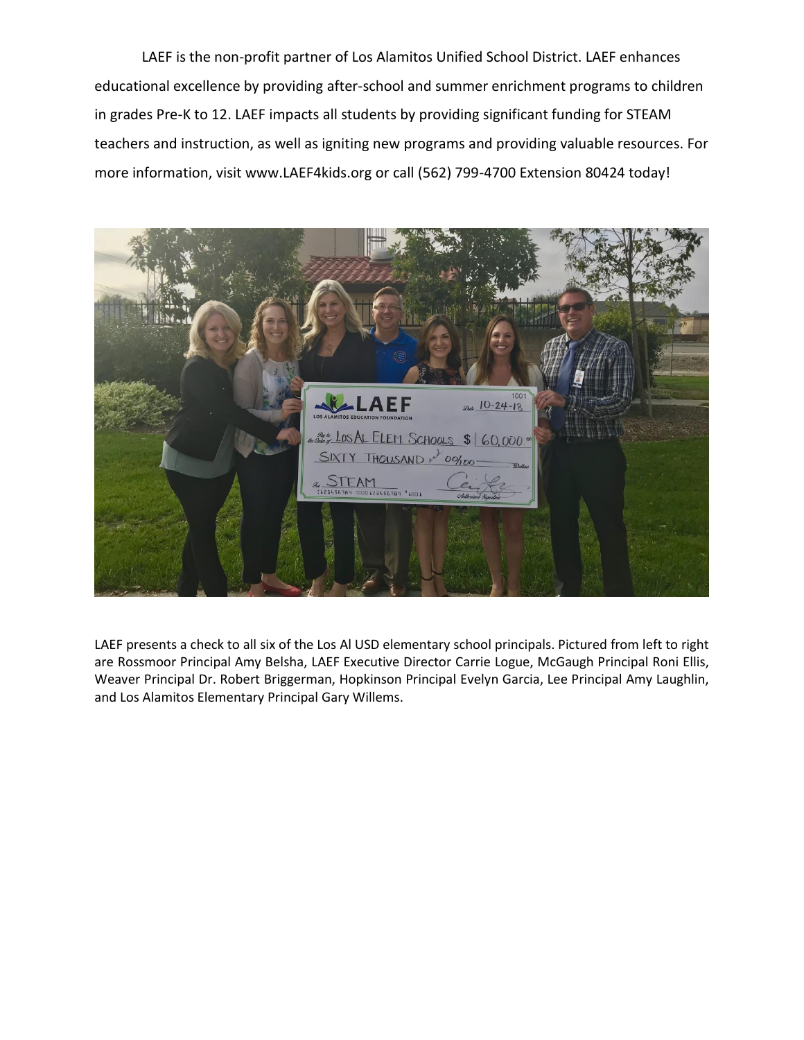LAEF is the non-profit partner of Los Alamitos Unified School District. LAEF enhances educational excellence by providing after-school and summer enrichment programs to children in grades Pre-K to 12. LAEF impacts all students by providing significant funding for STEAM teachers and instruction, as well as igniting new programs and providing valuable resources. For more information, visit www.LAEF4kids.org or call (562) 799-4700 Extension 80424 today!

LAEF presents a check to all six of the Los Al USD elementary school principals. Pictured from left to right are Rossmoor Principal Amy Belsha, LAEF Executive Director Carrie Logue, McGaugh Principal Roni Ellis, Weaver Principal Dr. Robert Briggerman, Hopkinson Principal Evelyn Garcia, Lee Principal Amy Laughlin, and Los Alamitos Elementary Principal Gary Willems.